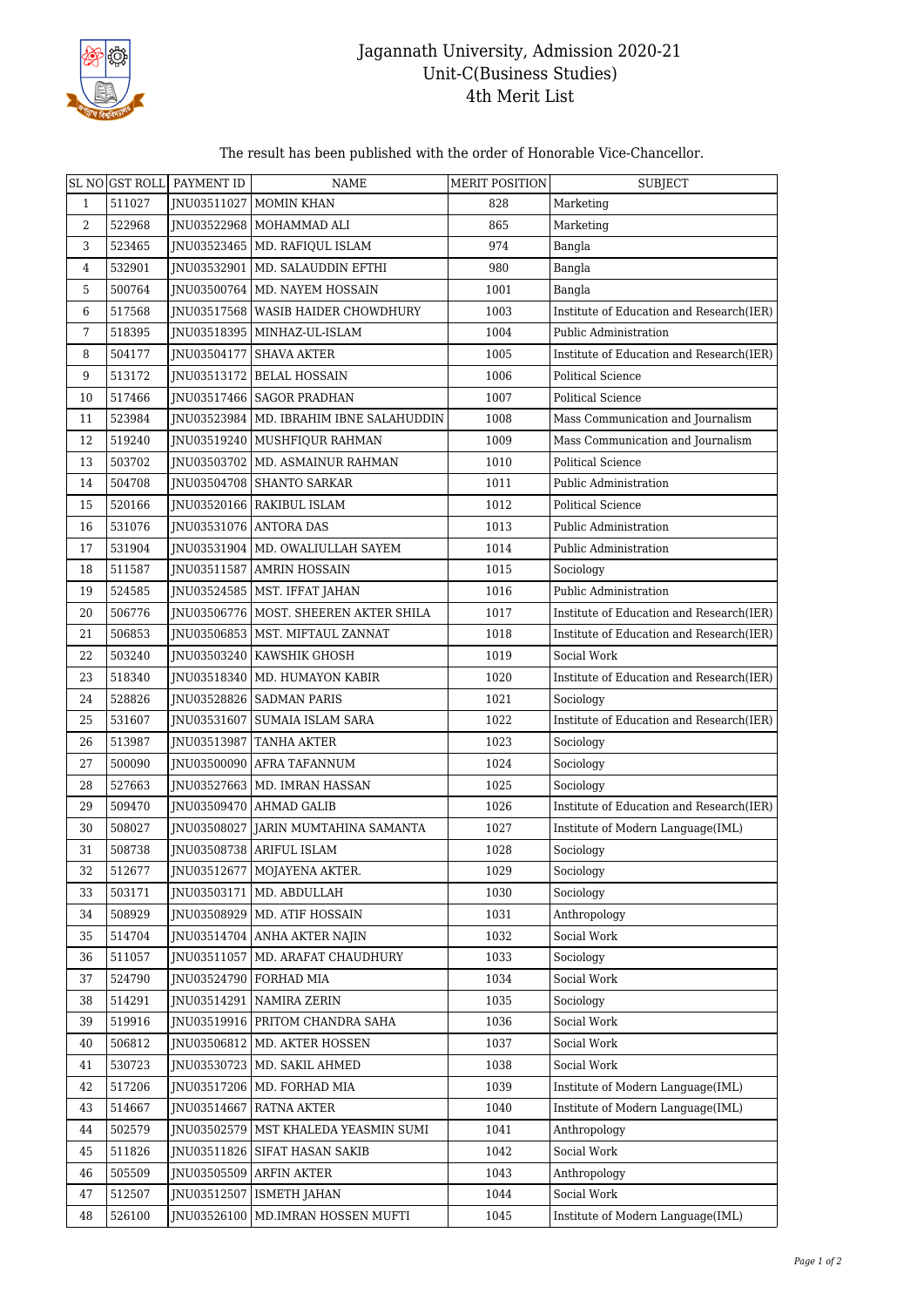# Jagannath University, Admission 2020-21
## Unit-C(Business Studies)
## 4th Merit List

The result has been published with the order of Honorable Vice-Chancellor.

| SL NO | GST ROLL | PAYMENT ID | NAME | MERIT POSITION | SUBJECT |
|---|---|---|---|---|---|
| 1 | 511027 | JNU03511027 | MOMIN KHAN | 828 | Marketing |
| 2 | 522968 | JNU03522968 | MOHAMMAD ALI | 865 | Marketing |
| 3 | 523465 | JNU03523465 | MD. RAFIQUL ISLAM | 974 | Bangla |
| 4 | 532901 | JNU03532901 | MD. SALAUDDIN EFTHI | 980 | Bangla |
| 5 | 500764 | JNU03500764 | MD. NAYEM HOSSAIN | 1001 | Bangla |
| 6 | 517568 | JNU03517568 | WASIB HAIDER CHOWDHURY | 1003 | Institute of Education and Research(IER) |
| 7 | 518395 | JNU03518395 | MINHAZ-UL-ISLAM | 1004 | Public Administration |
| 8 | 504177 | JNU03504177 | SHAVA AKTER | 1005 | Institute of Education and Research(IER) |
| 9 | 513172 | JNU03513172 | BELAL HOSSAIN | 1006 | Political Science |
| 10 | 517466 | JNU03517466 | SAGOR PRADHAN | 1007 | Political Science |
| 11 | 523984 | JNU03523984 | MD. IBRAHIM IBNE SALAHUDDIN | 1008 | Mass Communication and Journalism |
| 12 | 519240 | JNU03519240 | MUSHFIQUR RAHMAN | 1009 | Mass Communication and Journalism |
| 13 | 503702 | JNU03503702 | MD. ASMAINUR RAHMAN | 1010 | Political Science |
| 14 | 504708 | JNU03504708 | SHANTO SARKAR | 1011 | Public Administration |
| 15 | 520166 | JNU03520166 | RAKIBUL ISLAM | 1012 | Political Science |
| 16 | 531076 | JNU03531076 | ANTORA DAS | 1013 | Public Administration |
| 17 | 531904 | JNU03531904 | MD. OWALIULLAH SAYEM | 1014 | Public Administration |
| 18 | 511587 | JNU03511587 | AMRIN HOSSAIN | 1015 | Sociology |
| 19 | 524585 | JNU03524585 | MST. IFFAT JAHAN | 1016 | Public Administration |
| 20 | 506776 | JNU03506776 | MOST. SHEEREN AKTER SHILA | 1017 | Institute of Education and Research(IER) |
| 21 | 506853 | JNU03506853 | MST. MIFTAUL ZANNAT | 1018 | Institute of Education and Research(IER) |
| 22 | 503240 | JNU03503240 | KAWSHIK GHOSH | 1019 | Social Work |
| 23 | 518340 | JNU03518340 | MD. HUMAYON KABIR | 1020 | Institute of Education and Research(IER) |
| 24 | 528826 | JNU03528826 | SADMAN PARIS | 1021 | Sociology |
| 25 | 531607 | JNU03531607 | SUMAIA ISLAM SARA | 1022 | Institute of Education and Research(IER) |
| 26 | 513987 | JNU03513987 | TANHA AKTER | 1023 | Sociology |
| 27 | 500090 | JNU03500090 | AFRA TAFANNUM | 1024 | Sociology |
| 28 | 527663 | JNU03527663 | MD. IMRAN HASSAN | 1025 | Sociology |
| 29 | 509470 | JNU03509470 | AHMAD GALIB | 1026 | Institute of Education and Research(IER) |
| 30 | 508027 | JNU03508027 | JARIN MUMTAHINA SAMANTA | 1027 | Institute of Modern Language(IML) |
| 31 | 508738 | JNU03508738 | ARIFUL ISLAM | 1028 | Sociology |
| 32 | 512677 | JNU03512677 | MOJAYENA AKTER. | 1029 | Sociology |
| 33 | 503171 | JNU03503171 | MD. ABDULLAH | 1030 | Sociology |
| 34 | 508929 | JNU03508929 | MD. ATIF HOSSAIN | 1031 | Anthropology |
| 35 | 514704 | JNU03514704 | ANHA AKTER NAJIN | 1032 | Social Work |
| 36 | 511057 | JNU03511057 | MD. ARAFAT CHAUDHURY | 1033 | Sociology |
| 37 | 524790 | JNU03524790 | FORHAD MIA | 1034 | Social Work |
| 38 | 514291 | JNU03514291 | NAMIRA ZERIN | 1035 | Sociology |
| 39 | 519916 | JNU03519916 | PRITOM CHANDRA SAHA | 1036 | Social Work |
| 40 | 506812 | JNU03506812 | MD. AKTER HOSSEN | 1037 | Social Work |
| 41 | 530723 | JNU03530723 | MD. SAKIL AHMED | 1038 | Social Work |
| 42 | 517206 | JNU03517206 | MD. FORHAD MIA | 1039 | Institute of Modern Language(IML) |
| 43 | 514667 | JNU03514667 | RATNA AKTER | 1040 | Institute of Modern Language(IML) |
| 44 | 502579 | JNU03502579 | MST KHALEDA YEASMIN SUMI | 1041 | Anthropology |
| 45 | 511826 | JNU03511826 | SIFAT HASAN SAKIB | 1042 | Social Work |
| 46 | 505509 | JNU03505509 | ARFIN AKTER | 1043 | Anthropology |
| 47 | 512507 | JNU03512507 | ISMETH JAHAN | 1044 | Social Work |
| 48 | 526100 | JNU03526100 | MD.IMRAN HOSSEN MUFTI | 1045 | Institute of Modern Language(IML) |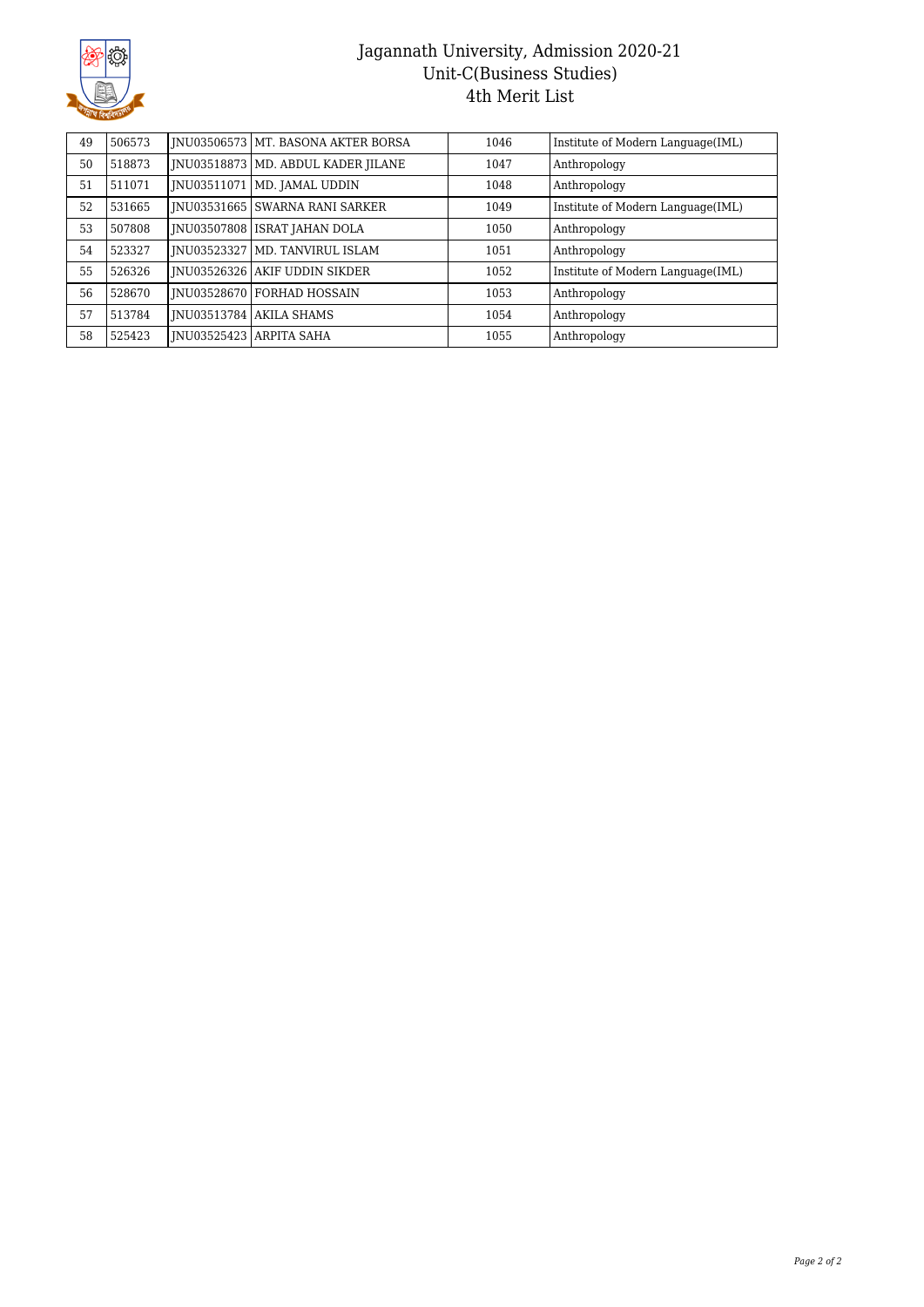# Jagannath University, Admission 2020-21
## Unit-C(Business Studies)
## 4th Merit List

| | | | | | |
|---|---|---|---|---|---|
| 49 | 506573 | JNU03506573 | MT. BASONA AKTER BORSA | 1046 | Institute of Modern Language(IML) |
| 50 | 518873 | JNU03518873 | MD. ABDUL KADER JILANE | 1047 | Anthropology |
| 51 | 511071 | JNU03511071 | MD. JAMAL UDDIN | 1048 | Anthropology |
| 52 | 531665 | JNU03531665 | SWARNA RANI SARKER | 1049 | Institute of Modern Language(IML) |
| 53 | 507808 | JNU03507808 | ISRAT JAHAN DOLA | 1050 | Anthropology |
| 54 | 523327 | JNU03523327 | MD. TANVIRUL ISLAM | 1051 | Anthropology |
| 55 | 526326 | JNU03526326 | AKIF UDDIN SIKDER | 1052 | Institute of Modern Language(IML) |
| 56 | 528670 | JNU03528670 | FORHAD HOSSAIN | 1053 | Anthropology |
| 57 | 513784 | JNU03513784 | AKILA SHAMS | 1054 | Anthropology |
| 58 | 525423 | JNU03525423 | ARPITA SAHA | 1055 | Anthropology |